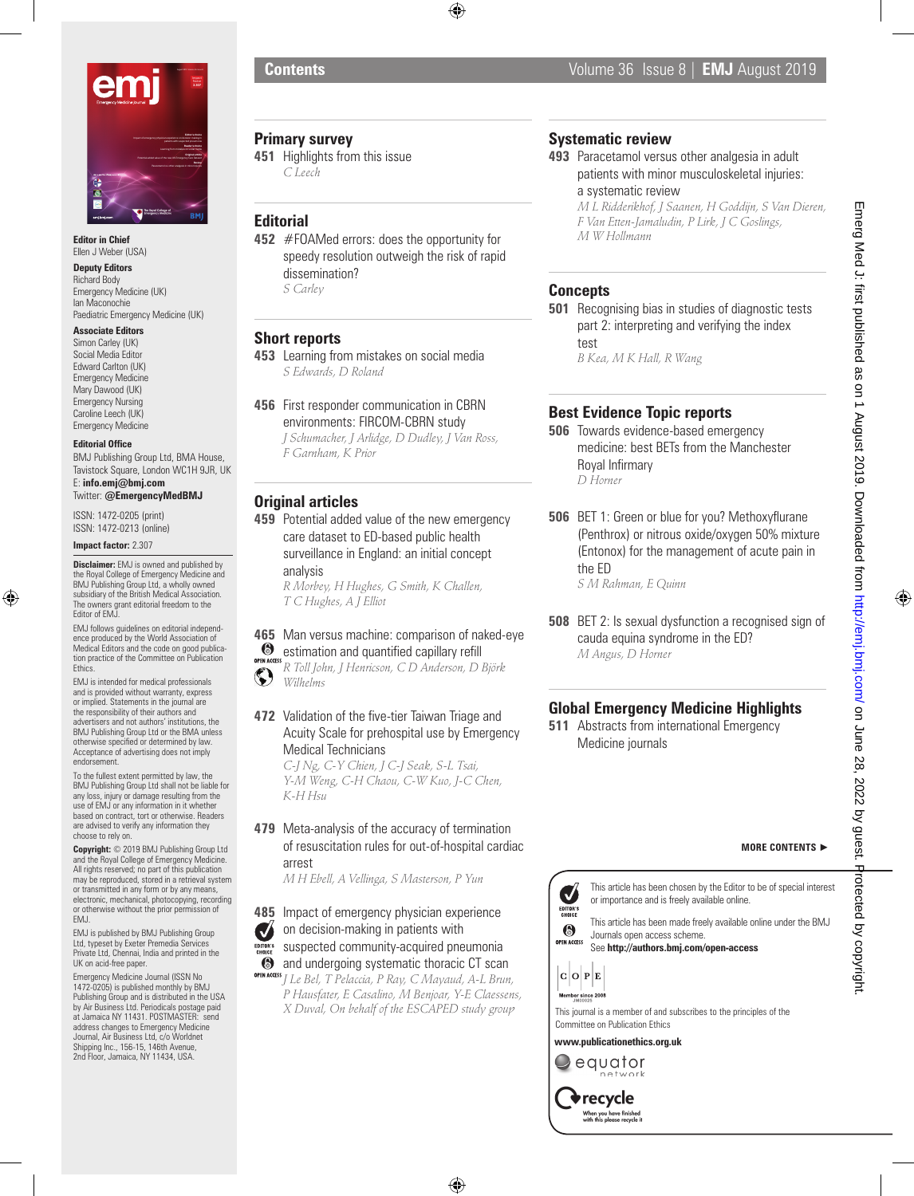# Contents

## Primary survey

**451** Highlights from this issue
*C Leech*

## Editorial

**452** #FOAMed errors: does the opportunity for speedy resolution outweigh the risk of rapid dissemination?
*S Carley*

## Short reports

**453** Learning from mistakes on social media
*S Edwards, D Roland*

**456** First responder communication in CBRN environments: FIRCOM-CBRN study
*J Schumacher, J Arlidge, D Dudley, J Van Ross, F Garnham, K Prior*

## Original articles

**459** Potential added value of the new emergency care dataset to ED-based public health surveillance in England: an initial concept analysis
*R Morbey, H Hughes, G Smith, K Challen, T C Hughes, A J Elliot*

**465** Man versus machine: comparison of naked-eye estimation and quantified capillary refill (OPEN ACCESS)
*R Toll John, J Henricson, C D Anderson, D Björk Wilhelms*

**472** Validation of the five-tier Taiwan Triage and Acuity Scale for prehospital use by Emergency Medical Technicians
*C-J Ng, C-Y Chien, J C-J Seak, S-L Tsai, Y-M Weng, C-H Chaou, C-W Kuo, J-C Chen, K-H Hsu*

**479** Meta-analysis of the accuracy of termination of resuscitation rules for out-of-hospital cardiac arrest
*M H Ebell, A Vellinga, S Masterson, P Yun*

**485** Impact of emergency physician experience on decision-making in patients with suspected community-acquired pneumonia and undergoing systematic thoracic CT scan (EDITOR'S CHOICE, OPEN ACCESS)
*J Le Bel, T Pelaccia, P Ray, C Mayaud, A-L Brun, P Hausfater, E Casalino, M Benjoar, Y-E Claessens, X Duval, On behalf of the ESCAPED study group*

## Systematic review

**493** Paracetamol versus other analgesia in adult patients with minor musculoskeletal injuries: a systematic review
*M L Ridderikhof, J Saanen, H Goddijn, S Van Dieren, F Van Etten-Jamaludin, P Lirk, J C Goslings, M W Hollmann*

## Concepts

**501** Recognising bias in studies of diagnostic tests part 2: interpreting and verifying the index test
*B Kea, M K Hall, R Wang*

## Best Evidence Topic reports

**506** Towards evidence-based emergency medicine: best BETs from the Manchester Royal Infirmary
*D Horner*

**506** BET 1: Green or blue for you? Methoxyflurane (Penthrox) or nitrous oxide/oxygen 50% mixture (Entonox) for the management of acute pain in the ED
*S M Rahman, E Quinn*

**508** BET 2: Is sexual dysfunction a recognised sign of cauda equina syndrome in the ED?
*M Angus, D Horner*

## Global Emergency Medicine Highlights

**511** Abstracts from international Emergency Medicine journals

**MORE CONTENTS ►**

---

EDITOR'S CHOICE: This article has been chosen by the Editor to be of special interest or importance and is freely available online.

OPEN ACCESS: This article has been made freely available online under the BMJ Journals open access scheme.
See **http://authors.bmj.com/open-access**

COPE Member since 2008 JM00025

This journal is a member of and subscribes to the principles of the Committee on Publication Ethics

**www.publicationethics.org.uk**

equator network

recycle — When you have finished with this please recycle it

---

**Editor in Chief**
Ellen J Weber (USA)

**Deputy Editors**
Richard Body
Emergency Medicine (UK)
Ian Maconochie
Paediatric Emergency Medicine (UK)

**Associate Editors**
Simon Carley (UK)
Social Media Editor
Edward Carlton (UK)
Emergency Medicine
Mary Dawood (UK)
Emergency Nursing
Caroline Leech (UK)
Emergency Medicine

**Editorial Office**
BMJ Publishing Group Ltd, BMA House, Tavistock Square, London WC1H 9JR, UK
E: **info.emj@bmj.com**
Twitter: **@EmergencyMedBMJ**

ISSN: 1472-0205 (print)
ISSN: 1472-0213 (online)

**Impact factor:** 2.307

**Disclaimer:** EMJ is owned and published by the Royal College of Emergency Medicine and BMJ Publishing Group Ltd, a wholly owned subsidiary of the British Medical Association. The owners grant editorial freedom to the Editor of EMJ.

EMJ follows guidelines on editorial independence produced by the World Association of Medical Editors and the code on good publication practice of the Committee on Publication Ethics.

EMJ is intended for medical professionals and is provided without warranty, express or implied. Statements in the journal are the responsibility of their authors and advertisers and not authors' institutions, the BMJ Publishing Group Ltd or the BMA unless otherwise specified or determined by law. Acceptance of advertising does not imply endorsement.

To the fullest extent permitted by law, the BMJ Publishing Group Ltd shall not be liable for any loss, injury or damage resulting from the use of EMJ or any information in it whether based on contract, tort or otherwise. Readers are advised to verify any information they choose to rely on.

**Copyright:** © 2019 BMJ Publishing Group Ltd and the Royal College of Emergency Medicine. All rights reserved; no part of this publication may be reproduced, stored in a retrieval system or transmitted in any form or by any means, electronic, mechanical, photocopying, recording or otherwise without the prior permission of EMJ.

EMJ is published by BMJ Publishing Group Ltd, typeset by Exeter Premedia Services Private Ltd, Chennai, India and printed in the UK on acid-free paper.

Emergency Medicine Journal (ISSN No 1472-0205) is published monthly by BMJ Publishing Group and is distributed in the USA by Air Business Ltd. Periodicals postage paid at Jamaica NY 11431. POSTMASTER: send address changes to Emergency Medicine Journal, Air Business Ltd, c/o Worldnet Shipping Inc., 156-15, 146th Avenue, 2nd Floor, Jamaica, NY 11434, USA.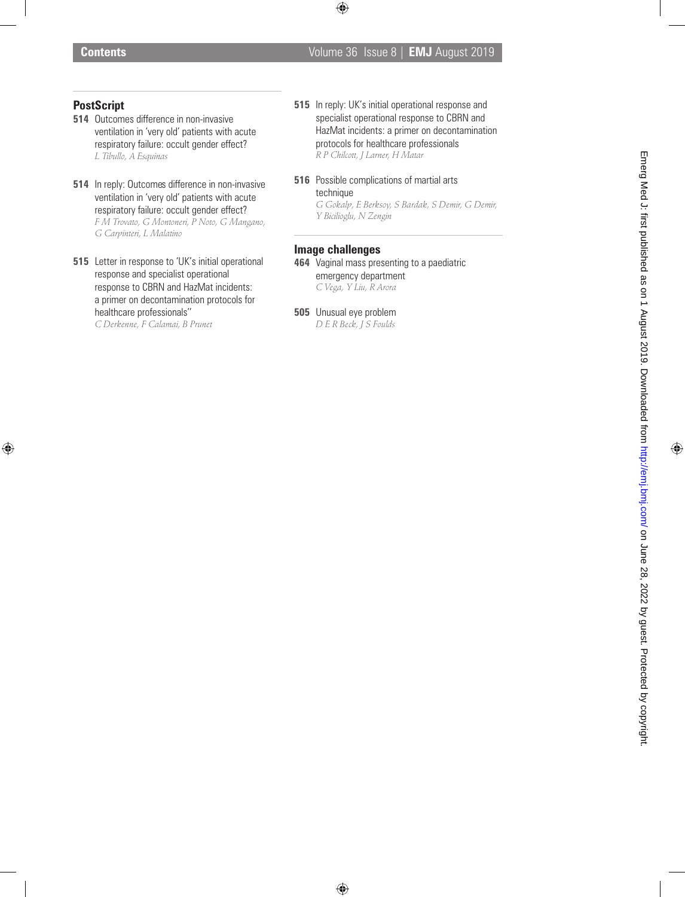## PostScript

**514** Outcomes difference in non-invasive ventilation in 'very old' patients with acute respiratory failure: occult gender effect?
*L Tibullo, A Esquinas*

**514** In reply: Outcomes difference in non-invasive ventilation in 'very old' patients with acute respiratory failure: occult gender effect?
*F M Trovato, G Montoneri, P Noto, G Mangano, G Carpinteri, L Malatino*

**515** Letter in response to 'UK's initial operational response and specialist operational response to CBRN and HazMat incidents: a primer on decontamination protocols for healthcare professionals''
*C Derkenne, F Calamai, B Prunet*

**515** In reply: UK's initial operational response and specialist operational response to CBRN and HazMat incidents: a primer on decontamination protocols for healthcare professionals
*R P Chilcott, J Larner, H Matar*

**516** Possible complications of martial arts technique
*G Gokalp, E Berksoy, S Bardak, S Demir, G Demir, Y Bicilioglu, N Zengin*

## Image challenges

**464** Vaginal mass presenting to a paediatric emergency department
*C Vega, Y Liu, R Arora*

**505** Unusual eye problem
*D E R Beck, J S Foulds*